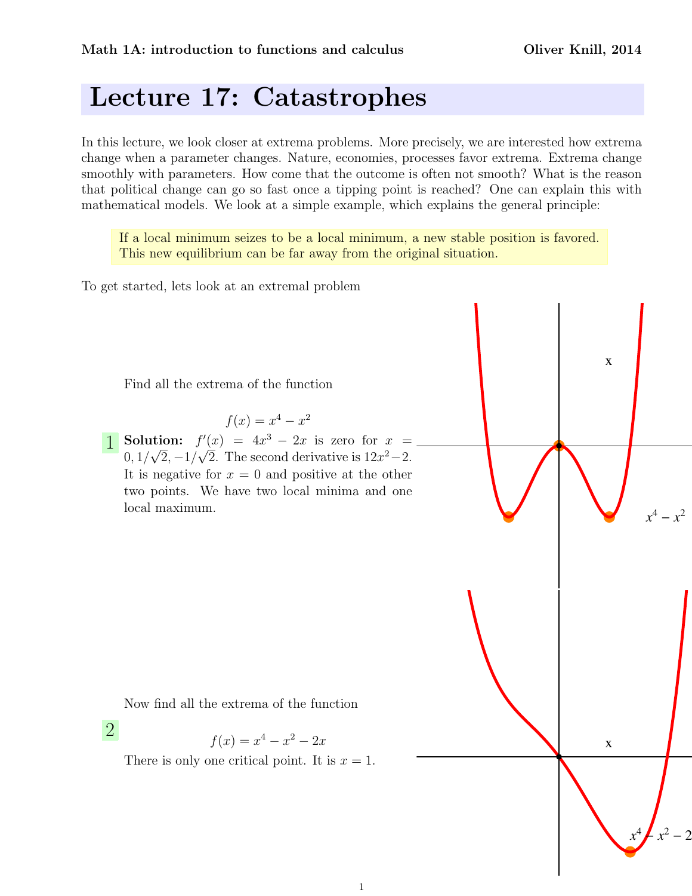Math 1A: introduction to functions and calculus — Oliver Knill, 2014

# Lecture 17: Catastrophes

In this lecture, we look closer at extrema problems. More precisely, we are interested how extrema change when a parameter changes. Nature, economies, processes favor extrema. Extrema change smoothly with parameters. How come that the outcome is often not smooth? What is the reason that political change can go so fast once a tipping point is reached? One can explain this with mathematical models. We look at a simple example, which explains the general principle:

> If a local minimum seizes to be a local minimum, a new stable position is favored. This new equilibrium can be far away from the original situation.

To get started, lets look at an extremal problem

**1** Find all the extrema of the function

$$f(x) = x^4 - x^2$$

**Solution:** $f'(x) = 4x^3 - 2x$ is zero for $x = 0, 1/\sqrt{2}, -1/\sqrt{2}$. The second derivative is $12x^2 - 2$. It is negative for $x = 0$ and positive at the other two points. We have two local minima and one local maximum.

**2** Now find all the extrema of the function

$$f(x) = x^4 - x^2 - 2x$$

There is only one critical point. It is $x = 1$.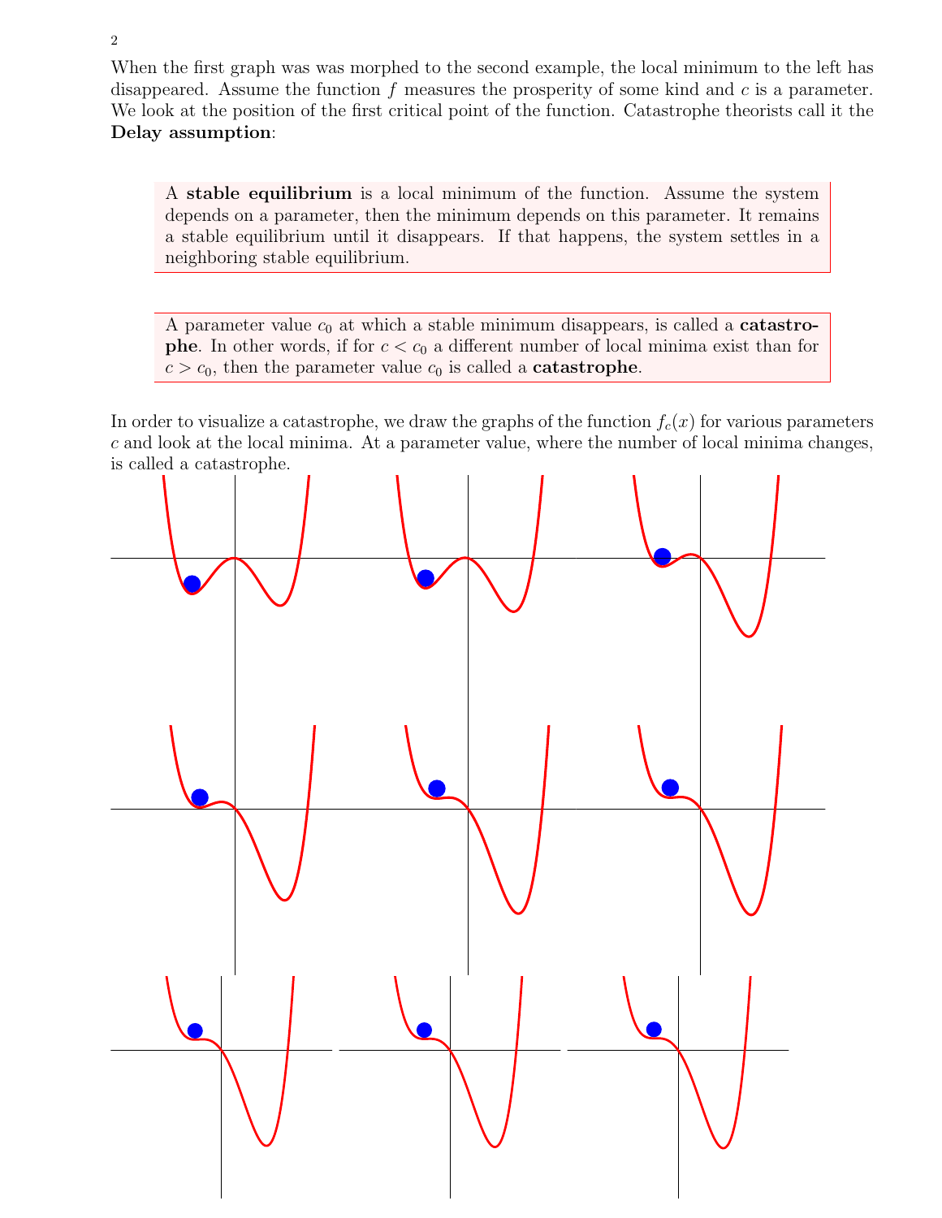When the first graph was was morphed to the second example, the local minimum to the left has disappeared. Assume the function $f$ measures the prosperity of some kind and $c$ is a parameter. We look at the position of the first critical point of the function. Catastrophe theorists call it the **Delay assumption**:

> A **stable equilibrium** is a local minimum of the function. Assume the system depends on a parameter, then the minimum depends on this parameter. It remains a stable equilibrium until it disappears. If that happens, the system settles in a neighboring stable equilibrium.

> A parameter value $c_0$ at which a stable minimum disappears, is called a **catastrophe**. In other words, if for $c < c_0$ a different number of local minima exist than for $c > c_0$, then the parameter value $c_0$ is called a **catastrophe**.

In order to visualize a catastrophe, we draw the graphs of the function $f_c(x)$ for various parameters $c$ and look at the local minima. At a parameter value, where the number of local minima changes, is called a catastrophe.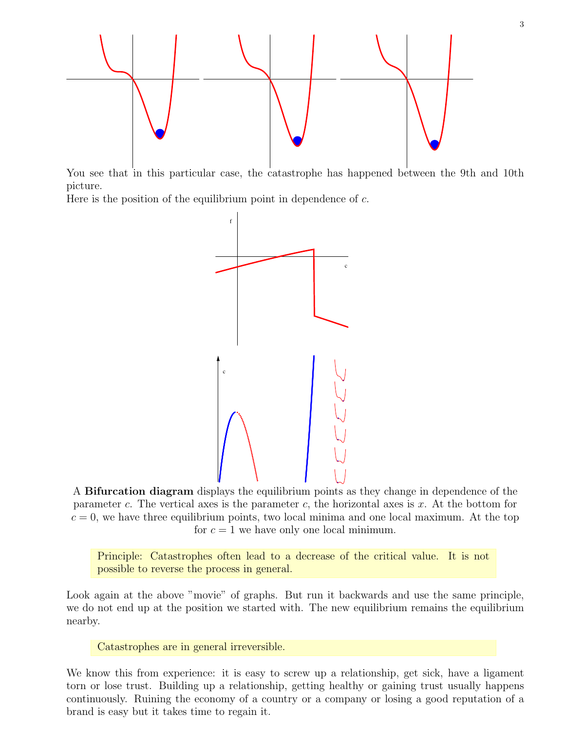You see that in this particular case, the catastrophe has happened between the 9th and 10th picture.

Here is the position of the equilibrium point in dependence of $c$.

A **Bifurcation diagram** displays the equilibrium points as they change in dependence of the parameter $c$. The vertical axes is the parameter $c$, the horizontal axes is $x$. At the bottom for $c = 0$, we have three equilibrium points, two local minima and one local maximum. At the top for $c = 1$ we have only one local minimum.

> Principle: Catastrophes often lead to a decrease of the critical value. It is not possible to reverse the process in general.

Look again at the above "movie" of graphs. But run it backwards and use the same principle, we do not end up at the position we started with. The new equilibrium remains the equilibrium nearby.

> Catastrophes are in general irreversible.

We know this from experience: it is easy to screw up a relationship, get sick, have a ligament torn or lose trust. Building up a relationship, getting healthy or gaining trust usually happens continuously. Ruining the economy of a country or a company or losing a good reputation of a brand is easy but it takes time to regain it.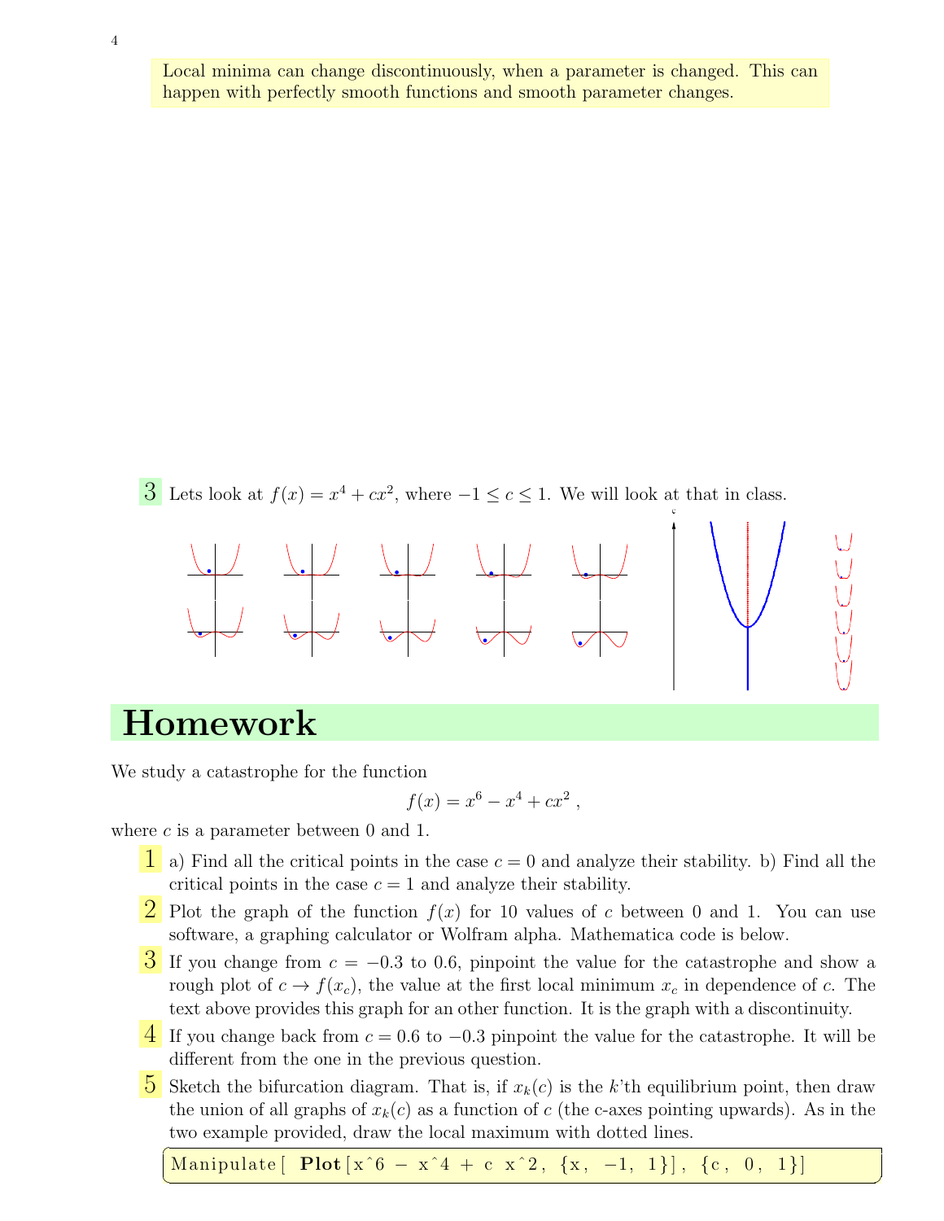Local minima can change discontinuously, when a parameter is changed. This can happen with perfectly smooth functions and smooth parameter changes.

**3** Lets look at $f(x) = x^4 + cx^2$, where $-1 \leq c \leq 1$. We will look at that in class.

c

# Homework

We study a catastrophe for the function

$$f(x) = x^6 - x^4 + cx^2 ,$$

where $c$ is a parameter between 0 and 1.

**1** a) Find all the critical points in the case $c = 0$ and analyze their stability. b) Find all the critical points in the case $c = 1$ and analyze their stability.

**2** Plot the graph of the function $f(x)$ for 10 values of $c$ between 0 and 1. You can use software, a graphing calculator or Wolfram alpha. Mathematica code is below.

**3** If you change from $c = -0.3$ to 0.6, pinpoint the value for the catastrophe and show a rough plot of $c \to f(x_c)$, the value at the first local minimum $x_c$ in dependence of $c$. The text above provides this graph for an other function. It is the graph with a discontinuity.

**4** If you change back from $c = 0.6$ to $-0.3$ pinpoint the value for the catastrophe. It will be different from the one in the previous question.

**5** Sketch the bifurcation diagram. That is, if $x_k(c)$ is the $k$'th equilibrium point, then draw the union of all graphs of $x_k(c)$ as a function of $c$ (the c-axes pointing upwards). As in the two example provided, draw the local maximum with dotted lines.

```
Manipulate[ Plot[x^6 - x^4 + c x^2, {x, -1, 1}], {c, 0, 1}]
```